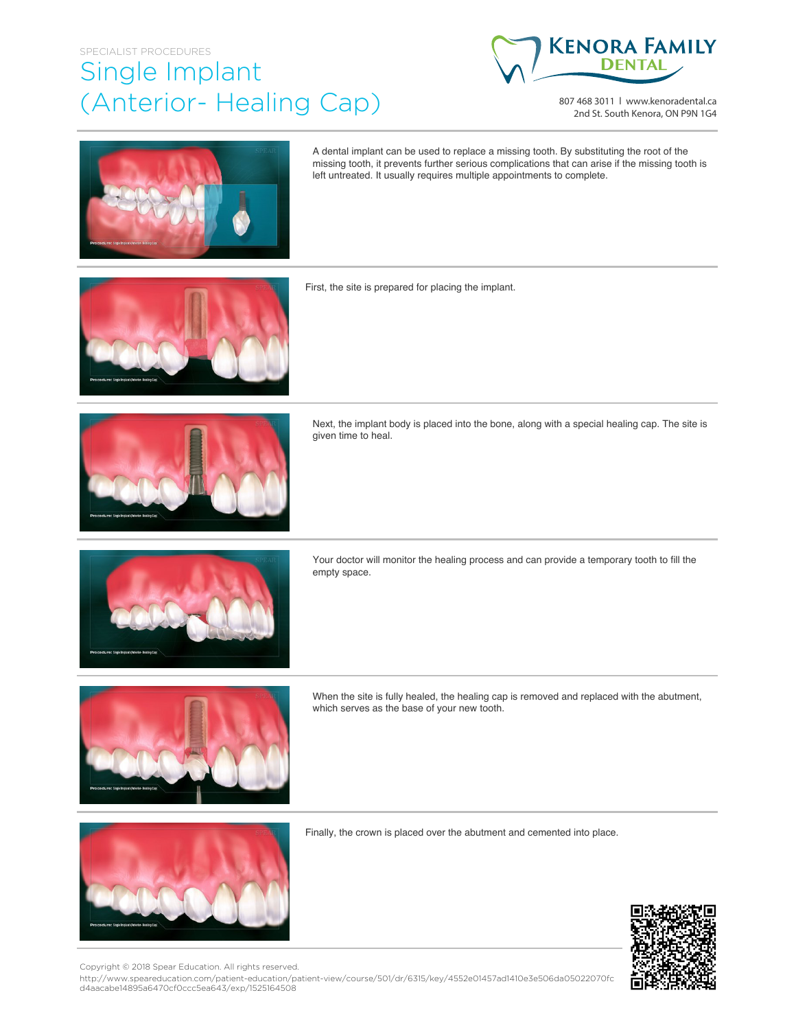SPECIALIST PROCEDURES

# Single Implant (Anterior- Healing Cap)

KENORA FAMILY DENTAL

807 468 3011 | www.kenoradental.ca
2nd St. South Kenora, ON P9N 1G4

A dental implant can be used to replace a missing tooth. By substituting the root of the missing tooth, it prevents further serious complications that can arise if the missing tooth is left untreated. It usually requires multiple appointments to complete.

First, the site is prepared for placing the implant.

Next, the implant body is placed into the bone, along with a special healing cap. The site is given time to heal.

Your doctor will monitor the healing process and can provide a temporary tooth to fill the empty space.

When the site is fully healed, the healing cap is removed and replaced with the abutment, which serves as the base of your new tooth.

Finally, the crown is placed over the abutment and cemented into place.

Copyright © 2018 Spear Education. All rights reserved.
http://www.speareducation.com/patient-education/patient-view/course/501/dr/6315/key/4552e01457ad1410e3e506da05022070fcd4aacabe14895a6470cf0ccc5ea643/exp/1525164508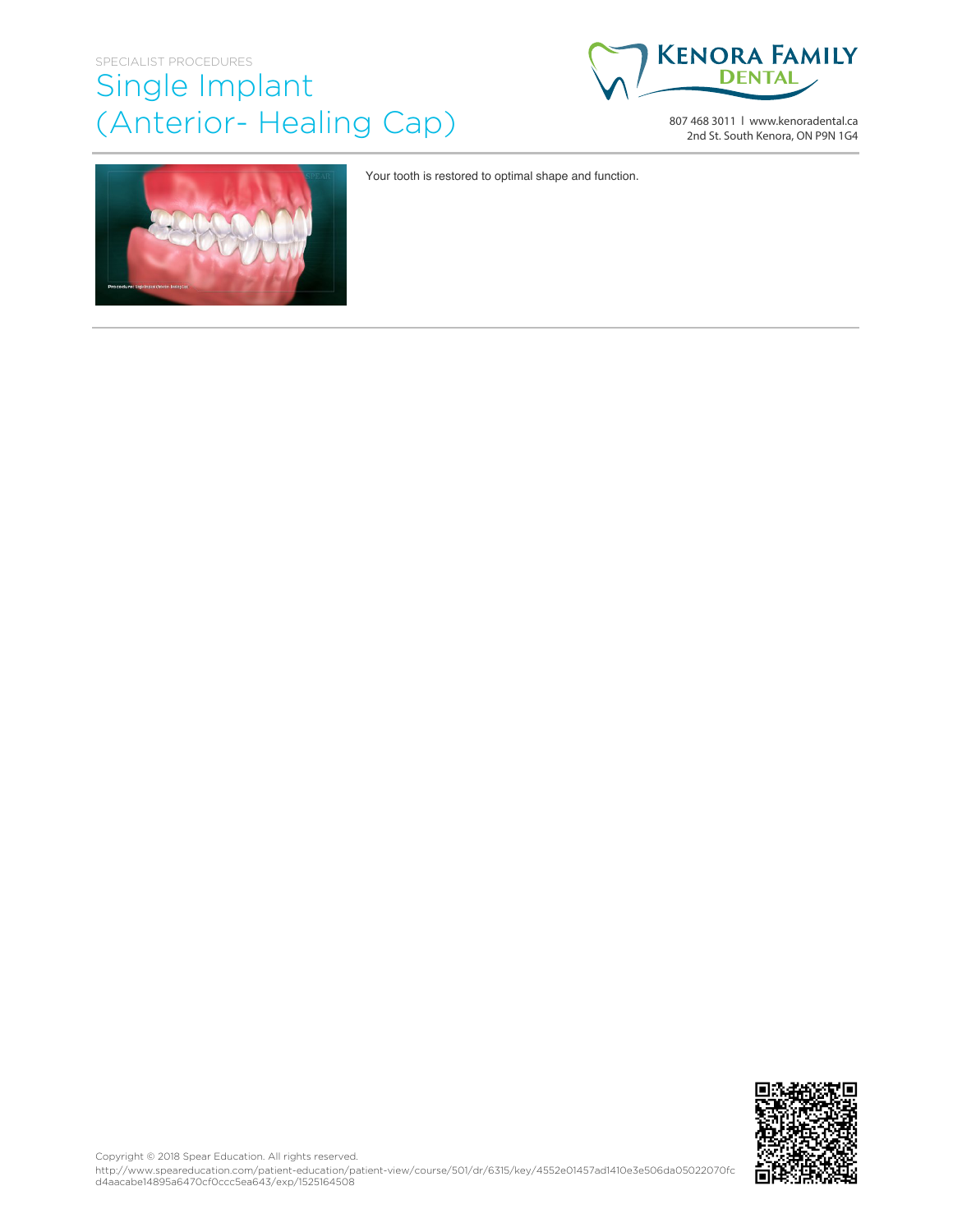SPECIALIST PROCEDURES

# Single Implant (Anterior- Healing Cap)

Kenora Family Dental

807 468 3011 | www.kenoradental.ca
2nd St. South Kenora, ON P9N 1G4

Your tooth is restored to optimal shape and function.

Copyright © 2018 Spear Education. All rights reserved.
http://www.speareducation.com/patient-education/patient-view/course/501/dr/6315/key/4552e01457ad1410e3e506da05022070fc d4aacabe14895a6470cf0ccc5ea643/exp/1525164508